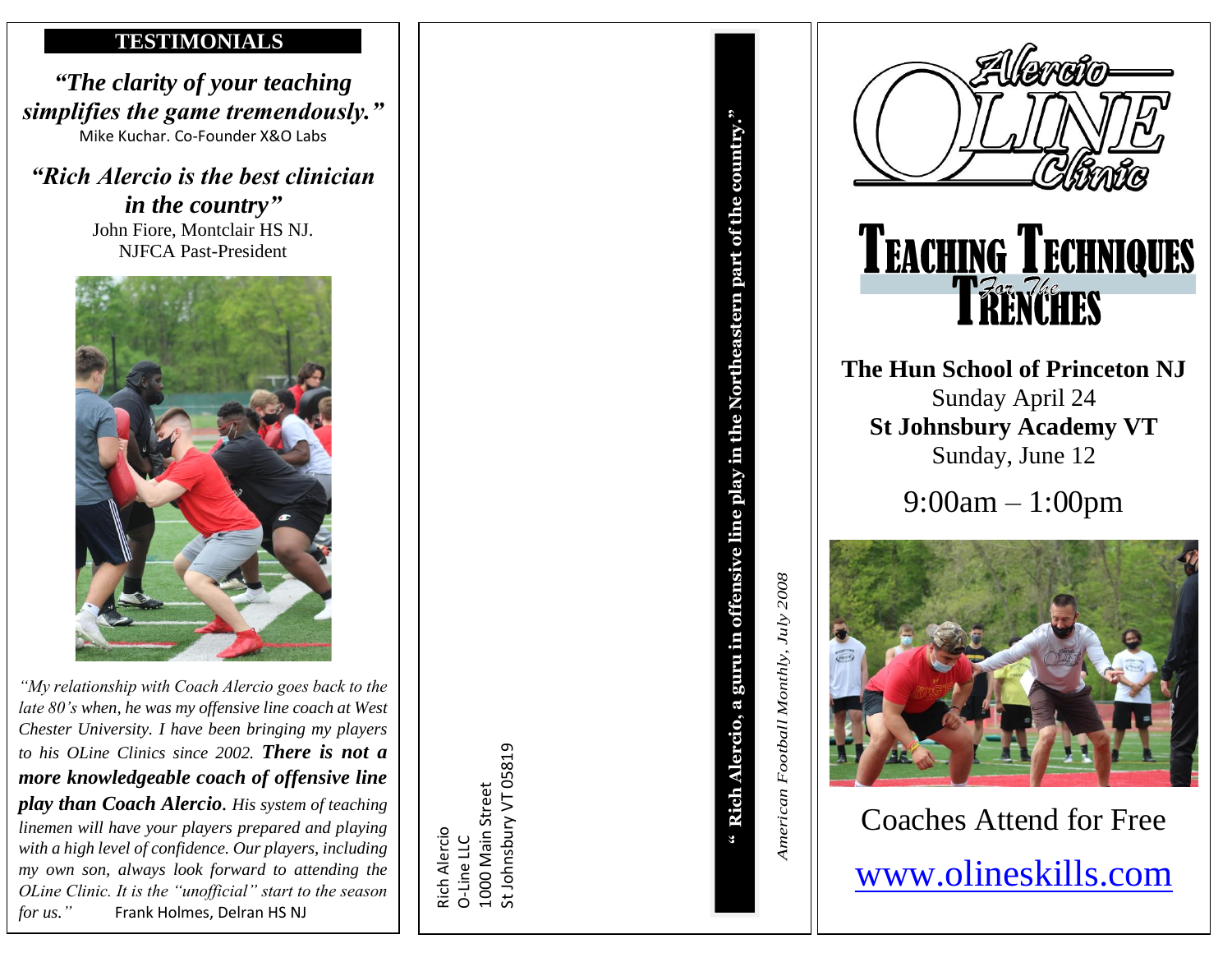## TESTIMONIALS

***"The clarity of your teaching simplifies the game tremendously."***

Mike Kuchar. Co-Founder X&O Labs

***"Rich Alercio is the best clinician in the country"***

John Fiore, Montclair HS NJ.
NJFCA Past-President

*"My relationship with Coach Alercio goes back to the late 80's when, he was my offensive line coach at West Chester University. I have been bringing my players to his OLine Clinics since 2002.* ***There is not a more knowledgeable coach of offensive line play than Coach Alercio.*** *His system of teaching linemen will have your players prepared and playing with a high level of confidence. Our players, including my own son, always look forward to attending the OLine Clinic. It is the "unofficial" start to the season for us."* Frank Holmes, Delran HS NJ

Rich Alercio
O-Line LLC
1000 Main Street
St Johnsbury VT 05819

**" Rich Alercio, a guru in offensive line play in the Northeastern part of the country."**

*American Football Monthly, July 2008*

# Alercio OLINE Clinic

# TEACHING TECHNIQUES *For The* TRENCHES

**The Hun School of Princeton NJ**
Sunday April 24
**St Johnsbury Academy VT**
Sunday, June 12

9:00am – 1:00pm

Coaches Attend for Free

www.olineskills.com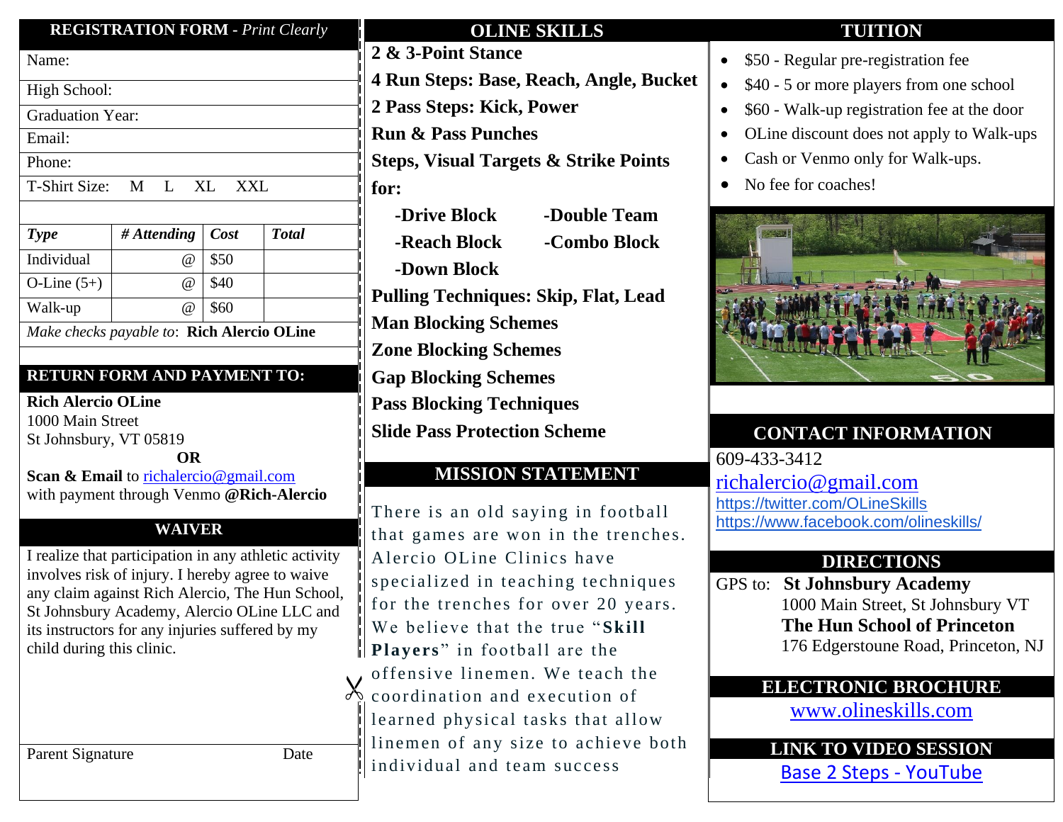## REGISTRATION FORM - *Print Clearly*

Name:

High School:

Graduation Year:

Email:

Phone:

T-Shirt Size: M L XL XXL

| *Type* | *# Attending* | *Cost* | *Total* |
|---|---|---|---|
| Individual | @ | $50 | |
| O-Line (5+) | @ | $40 | |
| Walk-up | @ | $60 | |

*Make checks payable to*: **Rich Alercio OLine**

## RETURN FORM AND PAYMENT TO:

**Rich Alercio OLine**
1000 Main Street
St Johnsbury, VT 05819

**OR**

**Scan & Email** to richalercio@gmail.com
with payment through Venmo **@Rich-Alercio**

## WAIVER

I realize that participation in any athletic activity involves risk of injury. I hereby agree to waive any claim against Rich Alercio, The Hun School, St Johnsbury Academy, Alercio OLine LLC and its instructors for any injuries suffered by my child during this clinic.

Parent Signature Date

## OLINE SKILLS

**2 & 3-Point Stance**

**4 Run Steps: Base, Reach, Angle, Bucket**

**2 Pass Steps: Kick, Power**

**Run & Pass Punches**

**Steps, Visual Targets & Strike Points for:**

- **-Drive Block**
- **-Double Team**
- **-Reach Block**
- **-Combo Block**
- **-Down Block**

**Pulling Techniques: Skip, Flat, Lead**

**Man Blocking Schemes**

**Zone Blocking Schemes**

**Gap Blocking Schemes**

**Pass Blocking Techniques**

**Slide Pass Protection Scheme**

## MISSION STATEMENT

There is an old saying in football that games are won in the trenches. Alercio OLine Clinics have specialized in teaching techniques for the trenches for over 20 years. We believe that the true "**Skill Players**" in football are the offensive linemen. We teach the coordination and execution of learned physical tasks that allow linemen of any size to achieve both individual and team success

## TUITION

- $50 - Regular pre-registration fee
- $40 - 5 or more players from one school
- $60 - Walk-up registration fee at the door
- OLine discount does not apply to Walk-ups
- Cash or Venmo only for Walk-ups.
- No fee for coaches!

## CONTACT INFORMATION

609-433-3412
richalercio@gmail.com
https://twitter.com/OLineSkills
https://www.facebook.com/olineskills/

## DIRECTIONS

GPS to: **St Johnsbury Academy**
1000 Main Street, St Johnsbury VT
**The Hun School of Princeton**
176 Edgerstoune Road, Princeton, NJ

## ELECTRONIC BROCHURE

www.olineskills.com

## LINK TO VIDEO SESSION

Base 2 Steps - YouTube